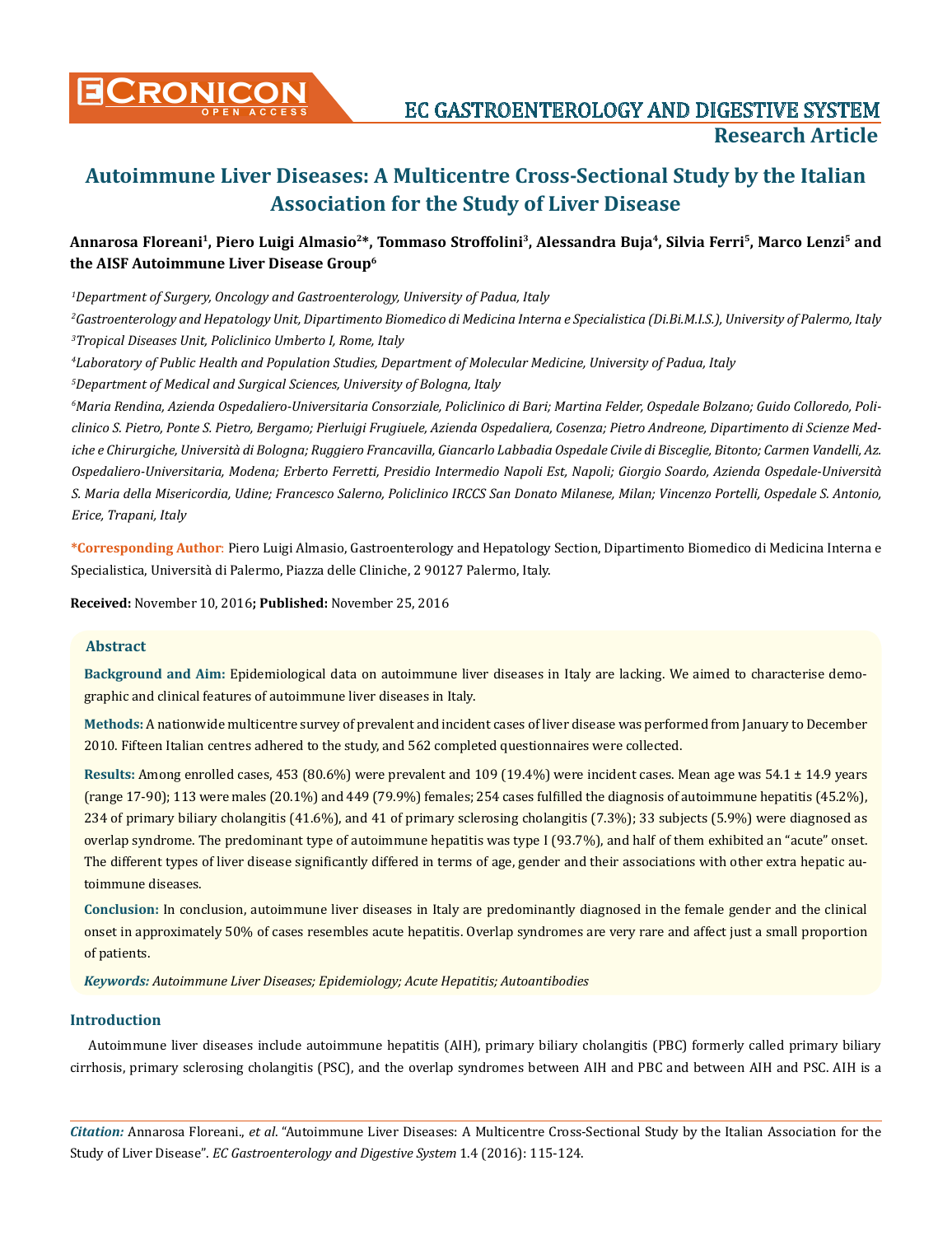# Autoimmune Liver Diseases: A Multicentre Cross-Sectional Study by the Italian Association for the Study of Liver Disease

**Annarosa Floreani[1], Piero Luigi Almasio[2]*, Tommaso Stroffolini[3], Alessandra Buja[4], Silvia Ferri[5], Marco Lenzi[5] and the AISF Autoimmune Liver Disease Group[6]**

*[1]Department of Surgery, Oncology and Gastroenterology, University of Padua, Italy*

*[2]Gastroenterology and Hepatology Unit, Dipartimento Biomedico di Medicina Interna e Specialistica (Di.Bi.M.I.S.), University of Palermo, Italy*

*[3]Tropical Diseases Unit, Policlinico Umberto I, Rome, Italy*

*[4]Laboratory of Public Health and Population Studies, Department of Molecular Medicine, University of Padua, Italy*

*[5]Department of Medical and Surgical Sciences, University of Bologna, Italy*

*[6]Maria Rendina, Azienda Ospedaliero-Universitaria Consorziale, Policlinico di Bari; Martina Felder, Ospedale Bolzano; Guido Colloredo, Policlinico S. Pietro, Ponte S. Pietro, Bergamo; Pierluigi Frugiuele, Azienda Ospedaliera, Cosenza; Pietro Andreone, Dipartimento di Scienze Mediche e Chirurgiche, Università di Bologna; Ruggiero Francavilla, Giancarlo Labbadia Ospedale Civile di Bisceglie, Bitonto; Carmen Vandelli, Az. Ospedaliero-Universitaria, Modena; Erberto Ferretti, Presidio Intermedio Napoli Est, Napoli; Giorgio Soardo, Azienda Ospedale-Università S. Maria della Misericordia, Udine; Francesco Salerno, Policlinico IRCCS San Donato Milanese, Milan; Vincenzo Portelli, Ospedale S. Antonio, Erice, Trapani, Italy*

**\*Corresponding Author:** Piero Luigi Almasio, Gastroenterology and Hepatology Section, Dipartimento Biomedico di Medicina Interna e Specialistica, Università di Palermo, Piazza delle Cliniche, 2 90127 Palermo, Italy.

**Received:** November 10, 2016**; Published:** November 25, 2016

## Abstract

**Background and Aim:** Epidemiological data on autoimmune liver diseases in Italy are lacking. We aimed to characterise demographic and clinical features of autoimmune liver diseases in Italy.

**Methods:** A nationwide multicentre survey of prevalent and incident cases of liver disease was performed from January to December 2010. Fifteen Italian centres adhered to the study, and 562 completed questionnaires were collected.

**Results:** Among enrolled cases, 453 (80.6%) were prevalent and 109 (19.4%) were incident cases. Mean age was 54.1 ± 14.9 years (range 17-90); 113 were males (20.1%) and 449 (79.9%) females; 254 cases fulfilled the diagnosis of autoimmune hepatitis (45.2%), 234 of primary biliary cholangitis (41.6%), and 41 of primary sclerosing cholangitis (7.3%); 33 subjects (5.9%) were diagnosed as overlap syndrome. The predominant type of autoimmune hepatitis was type I (93.7%), and half of them exhibited an "acute" onset. The different types of liver disease significantly differed in terms of age, gender and their associations with other extra hepatic autoimmune diseases.

**Conclusion:** In conclusion, autoimmune liver diseases in Italy are predominantly diagnosed in the female gender and the clinical onset in approximately 50% of cases resembles acute hepatitis. Overlap syndromes are very rare and affect just a small proportion of patients.

***Keywords:** Autoimmune Liver Diseases; Epidemiology; Acute Hepatitis; Autoantibodies*

## Introduction

Autoimmune liver diseases include autoimmune hepatitis (AIH), primary biliary cholangitis (PBC) formerly called primary biliary cirrhosis, primary sclerosing cholangitis (PSC), and the overlap syndromes between AIH and PBC and between AIH and PSC. AIH is a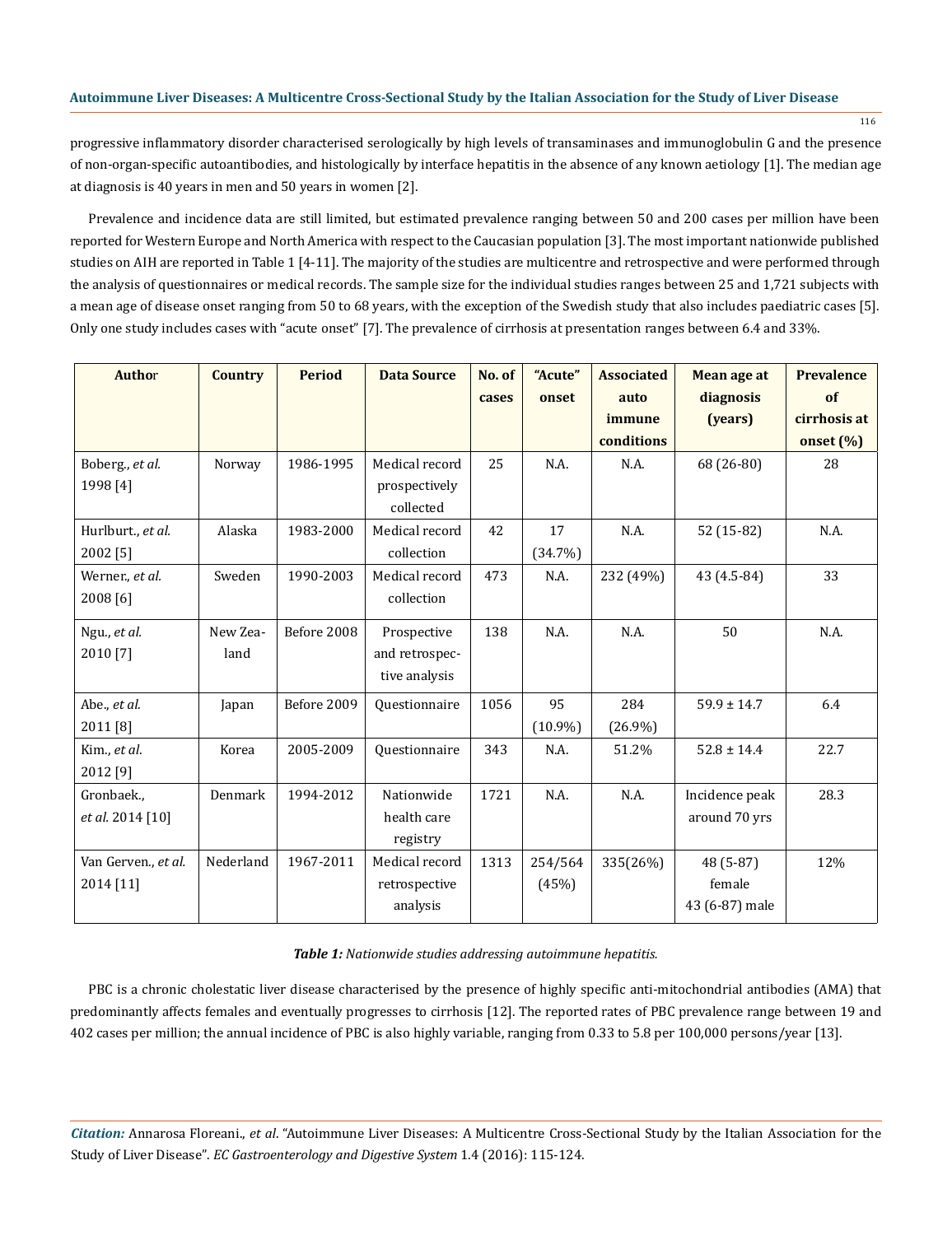progressive inflammatory disorder characterised serologically by high levels of transaminases and immunoglobulin G and the presence of non-organ-specific autoantibodies, and histologically by interface hepatitis in the absence of any known aetiology [1]. The median age at diagnosis is 40 years in men and 50 years in women [2].

Prevalence and incidence data are still limited, but estimated prevalence ranging between 50 and 200 cases per million have been reported for Western Europe and North America with respect to the Caucasian population [3]. The most important nationwide published studies on AIH are reported in Table 1 [4-11]. The majority of the studies are multicentre and retrospective and were performed through the analysis of questionnaires or medical records. The sample size for the individual studies ranges between 25 and 1,721 subjects with a mean age of disease onset ranging from 50 to 68 years, with the exception of the Swedish study that also includes paediatric cases [5]. Only one study includes cases with "acute onset" [7]. The prevalence of cirrhosis at presentation ranges between 6.4 and 33%.

| Author | Country | Period | Data Source | No. of cases | "Acute" onset | Associated auto immune conditions | Mean age at diagnosis (years) | Prevalence of cirrhosis at onset (%) |
|---|---|---|---|---|---|---|---|---|
| Boberg., *et al.* 1998 [4] | Norway | 1986-1995 | Medical record prospectively collected | 25 | N.A. | N.A. | 68 (26-80) | 28 |
| Hurlburt., *et al.* 2002 [5] | Alaska | 1983-2000 | Medical record collection | 42 | 17 (34.7%) | N.A. | 52 (15-82) | N.A. |
| Werner., *et al.* 2008 [6] | Sweden | 1990-2003 | Medical record collection | 473 | N.A. | 232 (49%) | 43 (4.5-84) | 33 |
| Ngu., *et al.* 2010 [7] | New Zealand | Before 2008 | Prospective and retrospective analysis | 138 | N.A. | N.A. | 50 | N.A. |
| Abe., *et al.* 2011 [8] | Japan | Before 2009 | Questionnaire | 1056 | 95 (10.9%) | 284 (26.9%) | 59.9 ± 14.7 | 6.4 |
| Kim., *et al.* 2012 [9] | Korea | 2005-2009 | Questionnaire | 343 | N.A. | 51.2% | 52.8 ± 14.4 | 22.7 |
| Gronbaek., *et al.* 2014 [10] | Denmark | 1994-2012 | Nationwide health care registry | 1721 | N.A. | N.A. | Incidence peak around 70 yrs | 28.3 |
| Van Gerven., *et al.* 2014 [11] | Nederland | 1967-2011 | Medical record retrospective analysis | 1313 | 254/564 (45%) | 335(26%) | 48 (5-87) female 43 (6-87) male | 12% |

***Table 1:*** *Nationwide studies addressing autoimmune hepatitis.*

PBC is a chronic cholestatic liver disease characterised by the presence of highly specific anti-mitochondrial antibodies (AMA) that predominantly affects females and eventually progresses to cirrhosis [12]. The reported rates of PBC prevalence range between 19 and 402 cases per million; the annual incidence of PBC is also highly variable, ranging from 0.33 to 5.8 per 100,000 persons/year [13].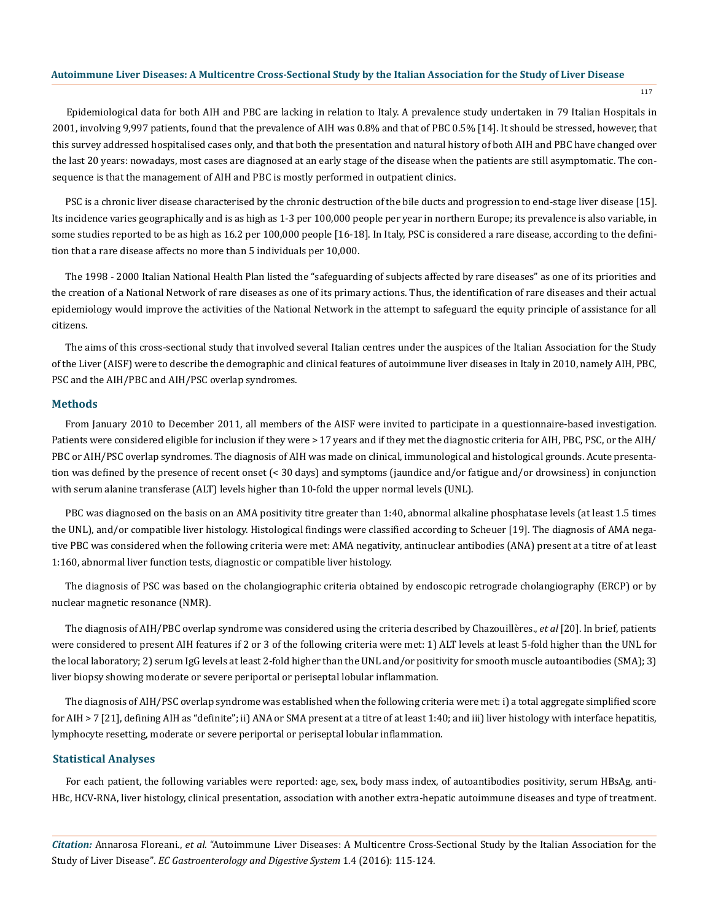Epidemiological data for both AIH and PBC are lacking in relation to Italy. A prevalence study undertaken in 79 Italian Hospitals in 2001, involving 9,997 patients, found that the prevalence of AIH was 0.8% and that of PBC 0.5% [14]. It should be stressed, however, that this survey addressed hospitalised cases only, and that both the presentation and natural history of both AIH and PBC have changed over the last 20 years: nowadays, most cases are diagnosed at an early stage of the disease when the patients are still asymptomatic. The consequence is that the management of AIH and PBC is mostly performed in outpatient clinics.

PSC is a chronic liver disease characterised by the chronic destruction of the bile ducts and progression to end-stage liver disease [15]. Its incidence varies geographically and is as high as 1-3 per 100,000 people per year in northern Europe; its prevalence is also variable, in some studies reported to be as high as 16.2 per 100,000 people [16-18]. In Italy, PSC is considered a rare disease, according to the definition that a rare disease affects no more than 5 individuals per 10,000.

The 1998 - 2000 Italian National Health Plan listed the "safeguarding of subjects affected by rare diseases" as one of its priorities and the creation of a National Network of rare diseases as one of its primary actions. Thus, the identification of rare diseases and their actual epidemiology would improve the activities of the National Network in the attempt to safeguard the equity principle of assistance for all citizens.

The aims of this cross-sectional study that involved several Italian centres under the auspices of the Italian Association for the Study of the Liver (AISF) were to describe the demographic and clinical features of autoimmune liver diseases in Italy in 2010, namely AIH, PBC, PSC and the AIH/PBC and AIH/PSC overlap syndromes.

## Methods

From January 2010 to December 2011, all members of the AISF were invited to participate in a questionnaire-based investigation. Patients were considered eligible for inclusion if they were > 17 years and if they met the diagnostic criteria for AIH, PBC, PSC, or the AIH/PBC or AIH/PSC overlap syndromes. The diagnosis of AIH was made on clinical, immunological and histological grounds. Acute presentation was defined by the presence of recent onset (< 30 days) and symptoms (jaundice and/or fatigue and/or drowsiness) in conjunction with serum alanine transferase (ALT) levels higher than 10-fold the upper normal levels (UNL).

PBC was diagnosed on the basis on an AMA positivity titre greater than 1:40, abnormal alkaline phosphatase levels (at least 1.5 times the UNL), and/or compatible liver histology. Histological findings were classified according to Scheuer [19]. The diagnosis of AMA negative PBC was considered when the following criteria were met: AMA negativity, antinuclear antibodies (ANA) present at a titre of at least 1:160, abnormal liver function tests, diagnostic or compatible liver histology.

The diagnosis of PSC was based on the cholangiographic criteria obtained by endoscopic retrograde cholangiography (ERCP) or by nuclear magnetic resonance (NMR).

The diagnosis of AIH/PBC overlap syndrome was considered using the criteria described by Chazouillères., *et al* [20]. In brief, patients were considered to present AIH features if 2 or 3 of the following criteria were met: 1) ALT levels at least 5-fold higher than the UNL for the local laboratory; 2) serum IgG levels at least 2-fold higher than the UNL and/or positivity for smooth muscle autoantibodies (SMA); 3) liver biopsy showing moderate or severe periportal or periseptal lobular inflammation.

The diagnosis of AIH/PSC overlap syndrome was established when the following criteria were met: i) a total aggregate simplified score for AIH > 7 [21], defining AIH as "definite"; ii) ANA or SMA present at a titre of at least 1:40; and iii) liver histology with interface hepatitis, lymphocyte resetting, moderate or severe periportal or periseptal lobular inflammation.

## Statistical Analyses

For each patient, the following variables were reported: age, sex, body mass index, of autoantibodies positivity, serum HBsAg, anti-HBc, HCV-RNA, liver histology, clinical presentation, association with another extra-hepatic autoimmune diseases and type of treatment.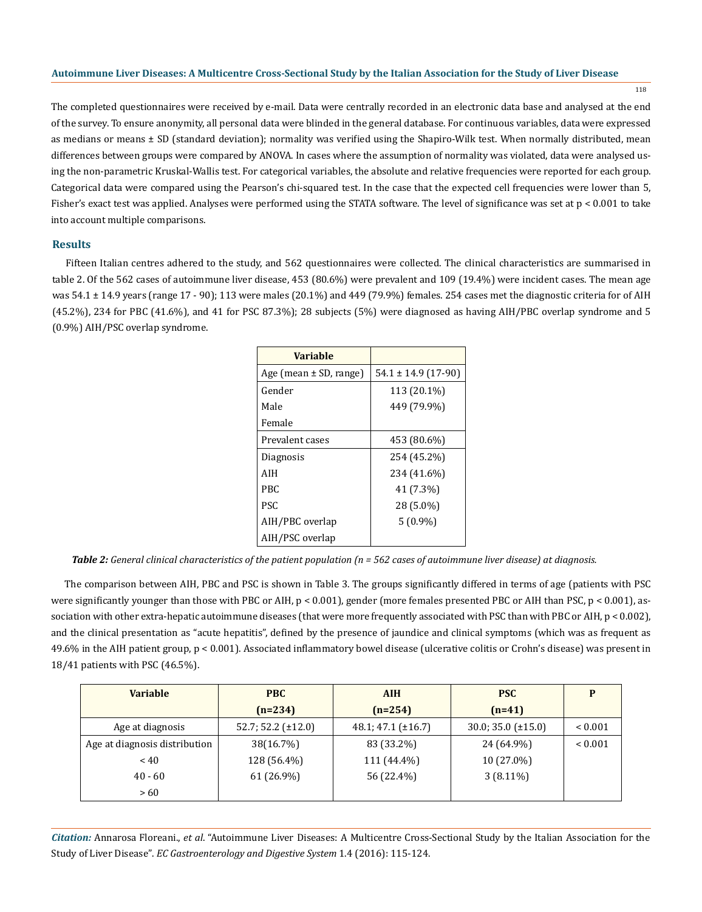The completed questionnaires were received by e-mail. Data were centrally recorded in an electronic data base and analysed at the end of the survey. To ensure anonymity, all personal data were blinded in the general database. For continuous variables, data were expressed as medians or means ± SD (standard deviation); normality was verified using the Shapiro-Wilk test. When normally distributed, mean differences between groups were compared by ANOVA. In cases where the assumption of normality was violated, data were analysed using the non-parametric Kruskal-Wallis test. For categorical variables, the absolute and relative frequencies were reported for each group. Categorical data were compared using the Pearson's chi-squared test. In the case that the expected cell frequencies were lower than 5, Fisher's exact test was applied. Analyses were performed using the STATA software. The level of significance was set at $p < 0.001$ to take into account multiple comparisons.

## Results

Fifteen Italian centres adhered to the study, and 562 questionnaires were collected. The clinical characteristics are summarised in table 2. Of the 562 cases of autoimmune liver disease, 453 (80.6%) were prevalent and 109 (19.4%) were incident cases. The mean age was 54.1 ± 14.9 years (range 17 - 90); 113 were males (20.1%) and 449 (79.9%) females. 254 cases met the diagnostic criteria for of AIH (45.2%), 234 for PBC (41.6%), and 41 for PSC 87.3%); 28 subjects (5%) were diagnosed as having AIH/PBC overlap syndrome and 5 (0.9%) AIH/PSC overlap syndrome.

| Variable | |
|---|---|
| Age (mean ± SD, range) | 54.1 ± 14.9 (17-90) |
| Gender<br>Male<br>Female | 113 (20.1%)<br>449 (79.9%) |
| Prevalent cases | 453 (80.6%) |
| Diagnosis<br>AIH<br>PBC<br>PSC<br>AIH/PBC overlap<br>AIH/PSC overlap | 254 (45.2%)<br>234 (41.6%)<br>41 (7.3%)<br>28 (5.0%)<br>5 (0.9%) |

***Table 2:*** *General clinical characteristics of the patient population (n = 562 cases of autoimmune liver disease) at diagnosis.*

The comparison between AIH, PBC and PSC is shown in Table 3. The groups significantly differed in terms of age (patients with PSC were significantly younger than those with PBC or AIH, $p < 0.001$), gender (more females presented PBC or AIH than PSC, $p < 0.001$), association with other extra-hepatic autoimmune diseases (that were more frequently associated with PSC than with PBC or AIH, $p < 0.002$), and the clinical presentation as "acute hepatitis", defined by the presence of jaundice and clinical symptoms (which was as frequent as 49.6% in the AIH patient group, $p < 0.001$). Associated inflammatory bowel disease (ulcerative colitis or Crohn's disease) was present in 18/41 patients with PSC (46.5%).

| Variable | PBC<br>(n=234) | AIH<br>(n=254) | PSC<br>(n=41) | P |
|---|---|---|---|---|
| Age at diagnosis | 52.7; 52.2 (±12.0) | 48.1; 47.1 (±16.7) | 30.0; 35.0 (±15.0) | < 0.001 |
| Age at diagnosis distribution<br>< 40<br>40 - 60<br>> 60 | 38(16.7%)<br>128 (56.4%)<br>61 (26.9%) | 83 (33.2%)<br>111 (44.4%)<br>56 (22.4%) | 24 (64.9%)<br>10 (27.0%)<br>3 (8.11%) | < 0.001 |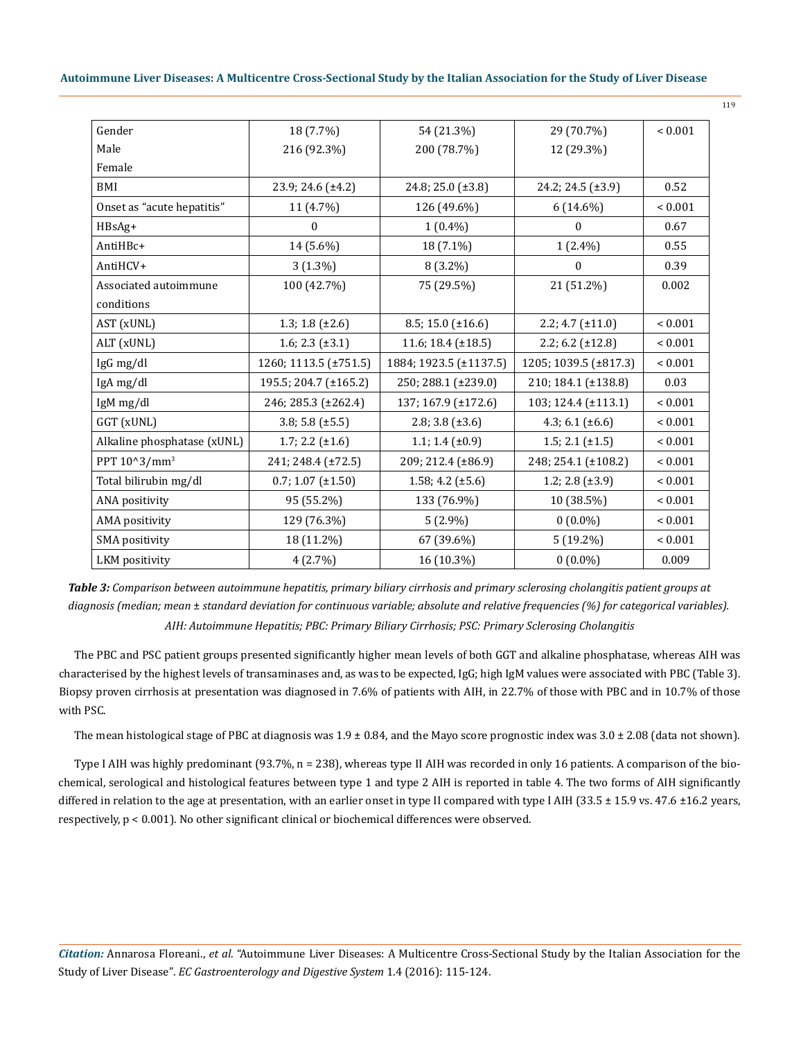| Gender<br>Male<br>Female | 18 (7.7%)<br>216 (92.3%) | 54 (21.3%)<br>200 (78.7%) | 29 (70.7%)<br>12 (29.3%) | < 0.001 |
|---|---|---|---|---|
| BMI | 23.9; 24.6 (±4.2) | 24.8; 25.0 (±3.8) | 24.2; 24.5 (±3.9) | 0.52 |
| Onset as "acute hepatitis" | 11 (4.7%) | 126 (49.6%) | 6 (14.6%) | < 0.001 |
| HBsAg+ | 0 | 1 (0.4%) | 0 | 0.67 |
| AntiHBc+ | 14 (5.6%) | 18 (7.1%) | 1 (2.4%) | 0.55 |
| AntiHCV+ | 3 (1.3%) | 8 (3.2%) | 0 | 0.39 |
| Associated autoimmune conditions | 100 (42.7%) | 75 (29.5%) | 21 (51.2%) | 0.002 |
| AST (xUNL) | 1.3; 1.8 (±2.6) | 8.5; 15.0 (±16.6) | 2.2; 4.7 (±11.0) | < 0.001 |
| ALT (xUNL) | 1.6; 2.3 (±3.1) | 11.6; 18.4 (±18.5) | 2.2; 6.2 (±12.8) | < 0.001 |
| IgG mg/dl | 1260; 1113.5 (±751.5) | 1884; 1923.5 (±1137.5) | 1205; 1039.5 (±817.3) | < 0.001 |
| IgA mg/dl | 195.5; 204.7 (±165.2) | 250; 288.1 (±239.0) | 210; 184.1 (±138.8) | 0.03 |
| IgM mg/dl | 246; 285.3 (±262.4) | 137; 167.9 (±172.6) | 103; 124.4 (±113.1) | < 0.001 |
| GGT (xUNL) | 3.8; 5.8 (±5.5) | 2.8; 3.8 (±3.6) | 4.3; 6.1 (±6.6) | < 0.001 |
| Alkaline phosphatase (xUNL) | 1.7; 2.2 (±1.6) | 1.1; 1.4 (±0.9) | 1.5; 2.1 (±1.5) | < 0.001 |
| PPT $10^3/mm^3$ | 241; 248.4 (±72.5) | 209; 212.4 (±86.9) | 248; 254.1 (±108.2) | < 0.001 |
| Total bilirubin mg/dl | 0.7; 1.07 (±1.50) | 1.58; 4.2 (±5.6) | 1.2; 2.8 (±3.9) | < 0.001 |
| ANA positivity | 95 (55.2%) | 133 (76.9%) | 10 (38.5%) | < 0.001 |
| AMA positivity | 129 (76.3%) | 5 (2.9%) | 0 (0.0%) | < 0.001 |
| SMA positivity | 18 (11.2%) | 67 (39.6%) | 5 (19.2%) | < 0.001 |
| LKM positivity | 4 (2.7%) | 16 (10.3%) | 0 (0.0%) | 0.009 |

***Table 3:*** *Comparison between autoimmune hepatitis, primary biliary cirrhosis and primary sclerosing cholangitis patient groups at diagnosis (median; mean ± standard deviation for continuous variable; absolute and relative frequencies (%) for categorical variables). AIH: Autoimmune Hepatitis; PBC: Primary Biliary Cirrhosis; PSC: Primary Sclerosing Cholangitis*

The PBC and PSC patient groups presented significantly higher mean levels of both GGT and alkaline phosphatase, whereas AIH was characterised by the highest levels of transaminases and, as was to be expected, IgG; high IgM values were associated with PBC (Table 3). Biopsy proven cirrhosis at presentation was diagnosed in 7.6% of patients with AIH, in 22.7% of those with PBC and in 10.7% of those with PSC.

The mean histological stage of PBC at diagnosis was 1.9 ± 0.84, and the Mayo score prognostic index was 3.0 ± 2.08 (data not shown).

Type I AIH was highly predominant (93.7%, n = 238), whereas type II AIH was recorded in only 16 patients. A comparison of the biochemical, serological and histological features between type 1 and type 2 AIH is reported in table 4. The two forms of AIH significantly differed in relation to the age at presentation, with an earlier onset in type II compared with type I AIH (33.5 ± 15.9 vs. 47.6 ±16.2 years, respectively, $p < 0.001$). No other significant clinical or biochemical differences were observed.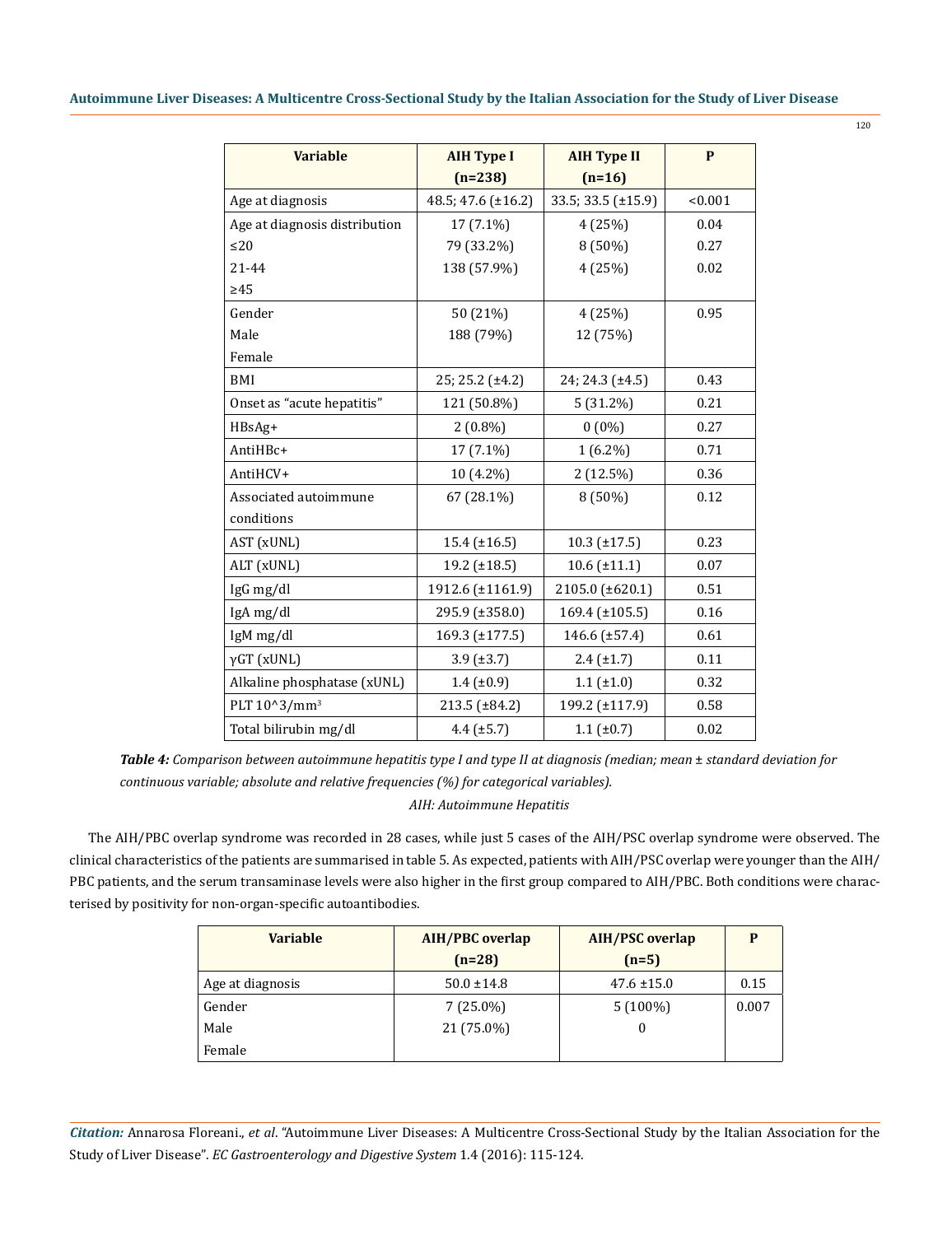| Variable | AIH Type I (n=238) | AIH Type II (n=16) | P |
|---|---|---|---|
| Age at diagnosis | 48.5; 47.6 (±16.2) | 33.5; 33.5 (±15.9) | <0.001 |
| Age at diagnosis distribution<br>≤20<br>21-44<br>≥45 | 17 (7.1%)<br>79 (33.2%)<br>138 (57.9%) | 4 (25%)<br>8 (50%)<br>4 (25%) | 0.04<br>0.27<br>0.02 |
| Gender<br>Male<br>Female | 50 (21%)<br>188 (79%) | 4 (25%)<br>12 (75%) | 0.95 |
| BMI | 25; 25.2 (±4.2) | 24; 24.3 (±4.5) | 0.43 |
| Onset as "acute hepatitis" | 121 (50.8%) | 5 (31.2%) | 0.21 |
| HBsAg+ | 2 (0.8%) | 0 (0%) | 0.27 |
| AntiHBc+ | 17 (7.1%) | 1 (6.2%) | 0.71 |
| AntiHCV+ | 10 (4.2%) | 2 (12.5%) | 0.36 |
| Associated autoimmune conditions | 67 (28.1%) | 8 (50%) | 0.12 |
| AST (xUNL) | 15.4 (±16.5) | 10.3 (±17.5) | 0.23 |
| ALT (xUNL) | 19.2 (±18.5) | 10.6 (±11.1) | 0.07 |
| IgG mg/dl | 1912.6 (±1161.9) | 2105.0 (±620.1) | 0.51 |
| IgA mg/dl | 295.9 (±358.0) | 169.4 (±105.5) | 0.16 |
| IgM mg/dl | 169.3 (±177.5) | 146.6 (±57.4) | 0.61 |
| γGT (xUNL) | 3.9 (±3.7) | 2.4 (±1.7) | 0.11 |
| Alkaline phosphatase (xUNL) | 1.4 (±0.9) | 1.1 (±1.0) | 0.32 |
| PLT $10^3/mm^3$ | 213.5 (±84.2) | 199.2 (±117.9) | 0.58 |
| Total bilirubin mg/dl | 4.4 (±5.7) | 1.1 (±0.7) | 0.02 |

***Table 4:*** *Comparison between autoimmune hepatitis type I and type II at diagnosis (median; mean ± standard deviation for continuous variable; absolute and relative frequencies (%) for categorical variables).*
*AIH: Autoimmune Hepatitis*

The AIH/PBC overlap syndrome was recorded in 28 cases, while just 5 cases of the AIH/PSC overlap syndrome were observed. The clinical characteristics of the patients are summarised in table 5. As expected, patients with AIH/PSC overlap were younger than the AIH/PBC patients, and the serum transaminase levels were also higher in the first group compared to AIH/PBC. Both conditions were characterised by positivity for non-organ-specific autoantibodies.

| Variable | AIH/PBC overlap (n=28) | AIH/PSC overlap (n=5) | P |
|---|---|---|---|
| Age at diagnosis | 50.0 ±14.8 | 47.6 ±15.0 | 0.15 |
| Gender<br>Male<br>Female | 7 (25.0%)<br>21 (75.0%) | 5 (100%)<br>0 | 0.007 |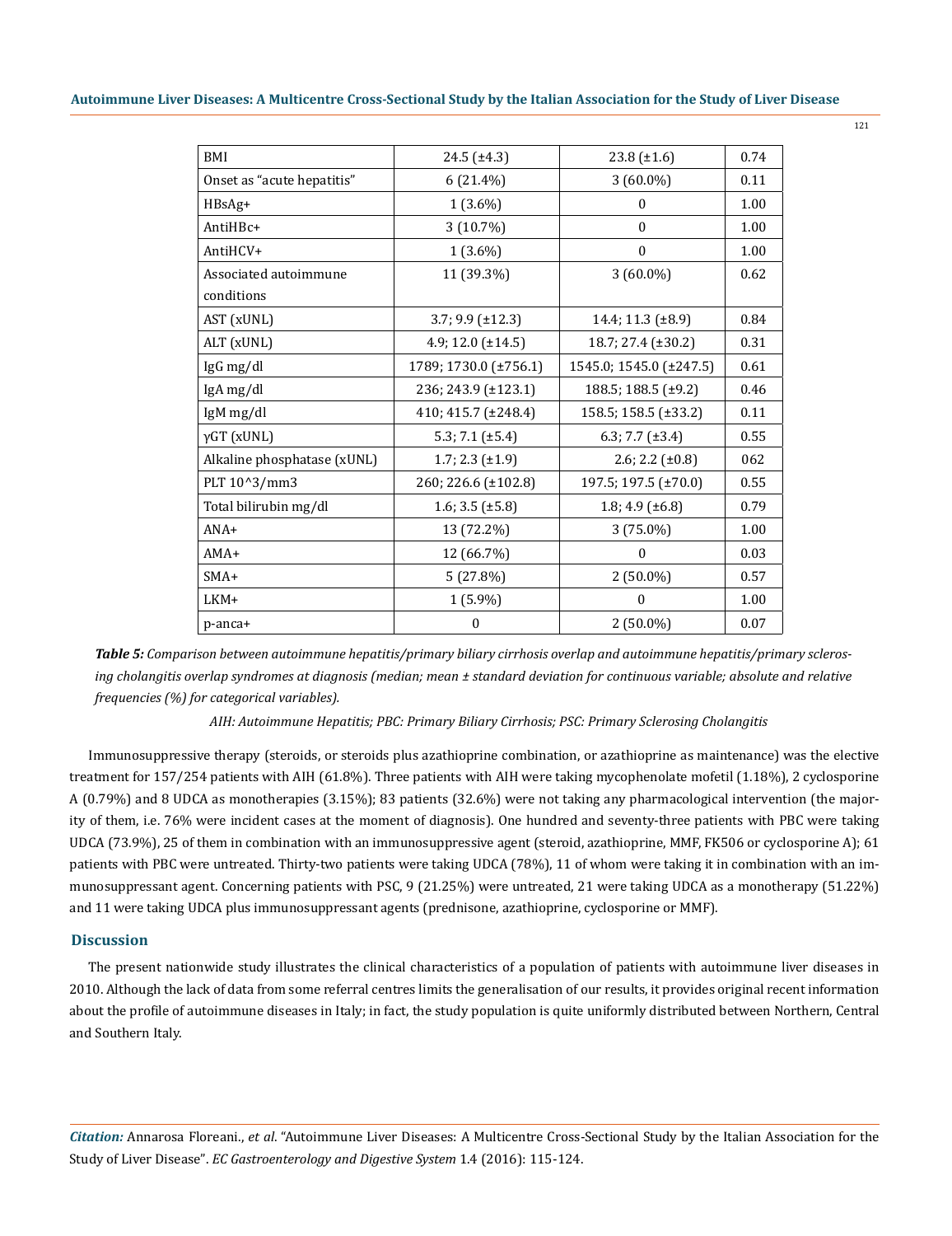| BMI | 24.5 (±4.3) | 23.8 (±1.6) | 0.74 |
|---|---|---|---|
| Onset as "acute hepatitis" | 6 (21.4%) | 3 (60.0%) | 0.11 |
| HBsAg+ | 1 (3.6%) | 0 | 1.00 |
| AntiHBc+ | 3 (10.7%) | 0 | 1.00 |
| AntiHCV+ | 1 (3.6%) | 0 | 1.00 |
| Associated autoimmune conditions | 11 (39.3%) | 3 (60.0%) | 0.62 |
| AST (xUNL) | 3.7; 9.9 (±12.3) | 14.4; 11.3 (±8.9) | 0.84 |
| ALT (xUNL) | 4.9; 12.0 (±14.5) | 18.7; 27.4 (±30.2) | 0.31 |
| IgG mg/dl | 1789; 1730.0 (±756.1) | 1545.0; 1545.0 (±247.5) | 0.61 |
| IgA mg/dl | 236; 243.9 (±123.1) | 188.5; 188.5 (±9.2) | 0.46 |
| IgM mg/dl | 410; 415.7 (±248.4) | 158.5; 158.5 (±33.2) | 0.11 |
| γGT (xUNL) | 5.3; 7.1 (±5.4) | 6.3; 7.7 (±3.4) | 0.55 |
| Alkaline phosphatase (xUNL) | 1.7; 2.3 (±1.9) | 2.6; 2.2 (±0.8) | 062 |
| PLT 10^3/mm3 | 260; 226.6 (±102.8) | 197.5; 197.5 (±70.0) | 0.55 |
| Total bilirubin mg/dl | 1.6; 3.5 (±5.8) | 1.8; 4.9 (±6.8) | 0.79 |
| ANA+ | 13 (72.2%) | 3 (75.0%) | 1.00 |
| AMA+ | 12 (66.7%) | 0 | 0.03 |
| SMA+ | 5 (27.8%) | 2 (50.0%) | 0.57 |
| LKM+ | 1 (5.9%) | 0 | 1.00 |
| p-anca+ | 0 | 2 (50.0%) | 0.07 |

***Table 5:*** *Comparison between autoimmune hepatitis/primary biliary cirrhosis overlap and autoimmune hepatitis/primary sclerosing cholangitis overlap syndromes at diagnosis (median; mean ± standard deviation for continuous variable; absolute and relative frequencies (%) for categorical variables).*

*AIH: Autoimmune Hepatitis; PBC: Primary Biliary Cirrhosis; PSC: Primary Sclerosing Cholangitis*

Immunosuppressive therapy (steroids, or steroids plus azathioprine combination, or azathioprine as maintenance) was the elective treatment for 157/254 patients with AIH (61.8%). Three patients with AIH were taking mycophenolate mofetil (1.18%), 2 cyclosporine A (0.79%) and 8 UDCA as monotherapies (3.15%); 83 patients (32.6%) were not taking any pharmacological intervention (the majority of them, i.e. 76% were incident cases at the moment of diagnosis). One hundred and seventy-three patients with PBC were taking UDCA (73.9%), 25 of them in combination with an immunosuppressive agent (steroid, azathioprine, MMF, FK506 or cyclosporine A); 61 patients with PBC were untreated. Thirty-two patients were taking UDCA (78%), 11 of whom were taking it in combination with an immunosuppressant agent. Concerning patients with PSC, 9 (21.25%) were untreated, 21 were taking UDCA as a monotherapy (51.22%) and 11 were taking UDCA plus immunosuppressant agents (prednisone, azathioprine, cyclosporine or MMF).

## Discussion

The present nationwide study illustrates the clinical characteristics of a population of patients with autoimmune liver diseases in 2010. Although the lack of data from some referral centres limits the generalisation of our results, it provides original recent information about the profile of autoimmune diseases in Italy; in fact, the study population is quite uniformly distributed between Northern, Central and Southern Italy.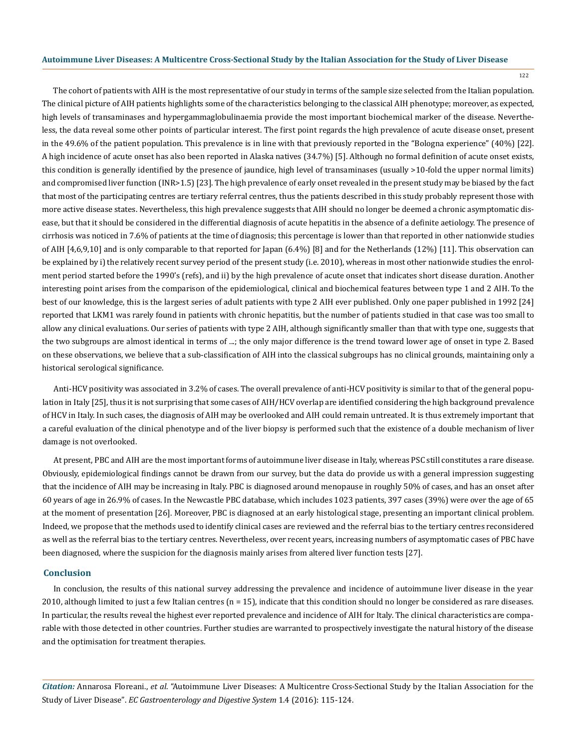The cohort of patients with AIH is the most representative of our study in terms of the sample size selected from the Italian population. The clinical picture of AIH patients highlights some of the characteristics belonging to the classical AIH phenotype; moreover, as expected, high levels of transaminases and hypergammaglobulinaemia provide the most important biochemical marker of the disease. Nevertheless, the data reveal some other points of particular interest. The first point regards the high prevalence of acute disease onset, present in the 49.6% of the patient population. This prevalence is in line with that previously reported in the "Bologna experience" (40%) [22]. A high incidence of acute onset has also been reported in Alaska natives (34.7%) [5]. Although no formal definition of acute onset exists, this condition is generally identified by the presence of jaundice, high level of transaminases (usually >10-fold the upper normal limits) and compromised liver function (INR>1.5) [23]. The high prevalence of early onset revealed in the present study may be biased by the fact that most of the participating centres are tertiary referral centres, thus the patients described in this study probably represent those with more active disease states. Nevertheless, this high prevalence suggests that AIH should no longer be deemed a chronic asymptomatic disease, but that it should be considered in the differential diagnosis of acute hepatitis in the absence of a definite aetiology. The presence of cirrhosis was noticed in 7.6% of patients at the time of diagnosis; this percentage is lower than that reported in other nationwide studies of AIH [4,6,9,10] and is only comparable to that reported for Japan (6.4%) [8] and for the Netherlands (12%) [11]. This observation can be explained by i) the relatively recent survey period of the present study (i.e. 2010), whereas in most other nationwide studies the enrolment period started before the 1990's (refs), and ii) by the high prevalence of acute onset that indicates short disease duration. Another interesting point arises from the comparison of the epidemiological, clinical and biochemical features between type 1 and 2 AIH. To the best of our knowledge, this is the largest series of adult patients with type 2 AIH ever published. Only one paper published in 1992 [24] reported that LKM1 was rarely found in patients with chronic hepatitis, but the number of patients studied in that case was too small to allow any clinical evaluations. Our series of patients with type 2 AIH, although significantly smaller than that with type one, suggests that the two subgroups are almost identical in terms of ...; the only major difference is the trend toward lower age of onset in type 2. Based on these observations, we believe that a sub-classification of AIH into the classical subgroups has no clinical grounds, maintaining only a historical serological significance.

Anti-HCV positivity was associated in 3.2% of cases. The overall prevalence of anti-HCV positivity is similar to that of the general population in Italy [25], thus it is not surprising that some cases of AIH/HCV overlap are identified considering the high background prevalence of HCV in Italy. In such cases, the diagnosis of AIH may be overlooked and AIH could remain untreated. It is thus extremely important that a careful evaluation of the clinical phenotype and of the liver biopsy is performed such that the existence of a double mechanism of liver damage is not overlooked.

At present, PBC and AIH are the most important forms of autoimmune liver disease in Italy, whereas PSC still constitutes a rare disease. Obviously, epidemiological findings cannot be drawn from our survey, but the data do provide us with a general impression suggesting that the incidence of AIH may be increasing in Italy. PBC is diagnosed around menopause in roughly 50% of cases, and has an onset after 60 years of age in 26.9% of cases. In the Newcastle PBC database, which includes 1023 patients, 397 cases (39%) were over the age of 65 at the moment of presentation [26]. Moreover, PBC is diagnosed at an early histological stage, presenting an important clinical problem. Indeed, we propose that the methods used to identify clinical cases are reviewed and the referral bias to the tertiary centres reconsidered as well as the referral bias to the tertiary centres. Nevertheless, over recent years, increasing numbers of asymptomatic cases of PBC have been diagnosed, where the suspicion for the diagnosis mainly arises from altered liver function tests [27].

## Conclusion

In conclusion, the results of this national survey addressing the prevalence and incidence of autoimmune liver disease in the year 2010, although limited to just a few Italian centres (n = 15), indicate that this condition should no longer be considered as rare diseases. In particular, the results reveal the highest ever reported prevalence and incidence of AIH for Italy. The clinical characteristics are comparable with those detected in other countries. Further studies are warranted to prospectively investigate the natural history of the disease and the optimisation for treatment therapies.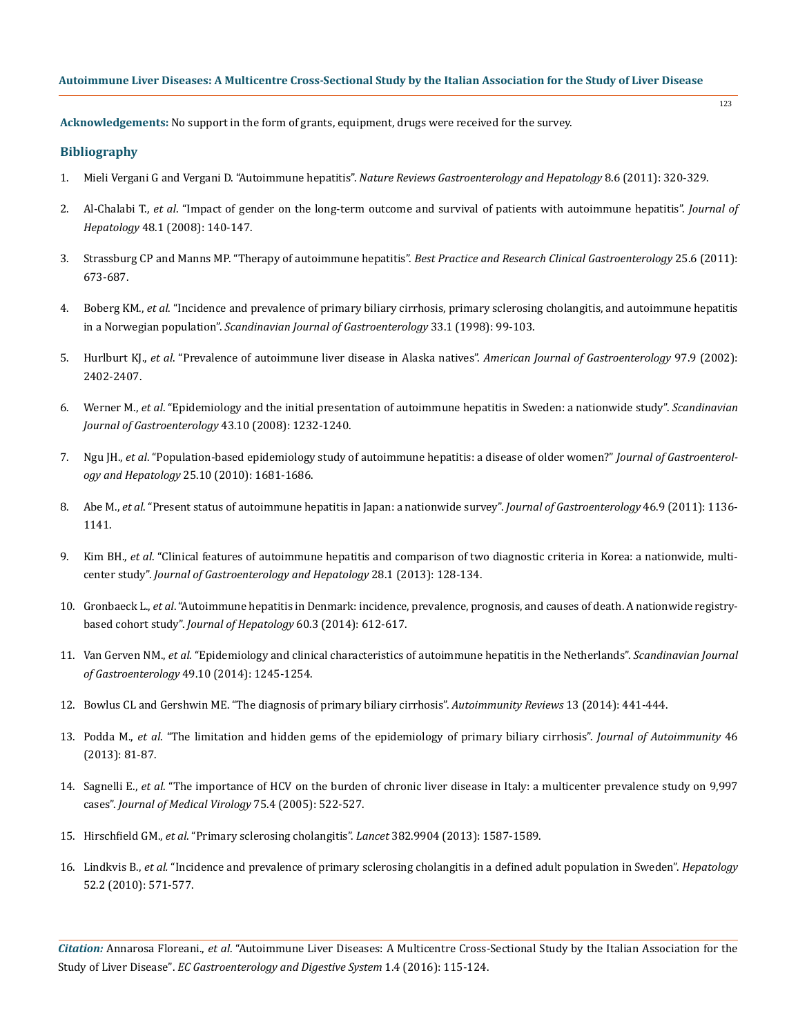**Acknowledgements:** No support in the form of grants, equipment, drugs were received for the survey.

## Bibliography

1. Mieli Vergani G and Vergani D. "Autoimmune hepatitis". *Nature Reviews Gastroenterology and Hepatology* 8.6 (2011): 320-329.
2. Al-Chalabi T., *et al*. "Impact of gender on the long-term outcome and survival of patients with autoimmune hepatitis". *Journal of Hepatology* 48.1 (2008): 140-147.
3. Strassburg CP and Manns MP. "Therapy of autoimmune hepatitis". *Best Practice and Research Clinical Gastroenterology* 25.6 (2011): 673-687.
4. Boberg KM., *et al*. "Incidence and prevalence of primary biliary cirrhosis, primary sclerosing cholangitis, and autoimmune hepatitis in a Norwegian population". *Scandinavian Journal of Gastroenterology* 33.1 (1998): 99-103.
5. Hurlburt KJ., *et al*. "Prevalence of autoimmune liver disease in Alaska natives". *American Journal of Gastroenterology* 97.9 (2002): 2402-2407.
6. Werner M., *et al*. "Epidemiology and the initial presentation of autoimmune hepatitis in Sweden: a nationwide study". *Scandinavian Journal of Gastroenterology* 43.10 (2008): 1232-1240.
7. Ngu JH., *et al*. "Population-based epidemiology study of autoimmune hepatitis: a disease of older women?" *Journal of Gastroenterology and Hepatology* 25.10 (2010): 1681-1686.
8. Abe M., *et al*. "Present status of autoimmune hepatitis in Japan: a nationwide survey". *Journal of Gastroenterology* 46.9 (2011): 1136-1141.
9. Kim BH., *et al*. "Clinical features of autoimmune hepatitis and comparison of two diagnostic criteria in Korea: a nationwide, multicenter study". *Journal of Gastroenterology and Hepatology* 28.1 (2013): 128-134.
10. Gronbaeck L., *et al*. "Autoimmune hepatitis in Denmark: incidence, prevalence, prognosis, and causes of death. A nationwide registry-based cohort study". *Journal of Hepatology* 60.3 (2014): 612-617.
11. Van Gerven NM., *et al*. "Epidemiology and clinical characteristics of autoimmune hepatitis in the Netherlands". *Scandinavian Journal of Gastroenterology* 49.10 (2014): 1245-1254.
12. Bowlus CL and Gershwin ME. "The diagnosis of primary biliary cirrhosis". *Autoimmunity Reviews* 13 (2014): 441-444.
13. Podda M., *et al*. "The limitation and hidden gems of the epidemiology of primary biliary cirrhosis". *Journal of Autoimmunity* 46 (2013): 81-87.
14. Sagnelli E., *et al*. "The importance of HCV on the burden of chronic liver disease in Italy: a multicenter prevalence study on 9,997 cases". *Journal of Medical Virology* 75.4 (2005): 522-527.
15. Hirschfield GM., *et al*. "Primary sclerosing cholangitis". *Lancet* 382.9904 (2013): 1587-1589.
16. Lindkvis B., *et al.* "Incidence and prevalence of primary sclerosing cholangitis in a defined adult population in Sweden". *Hepatology* 52.2 (2010): 571-577.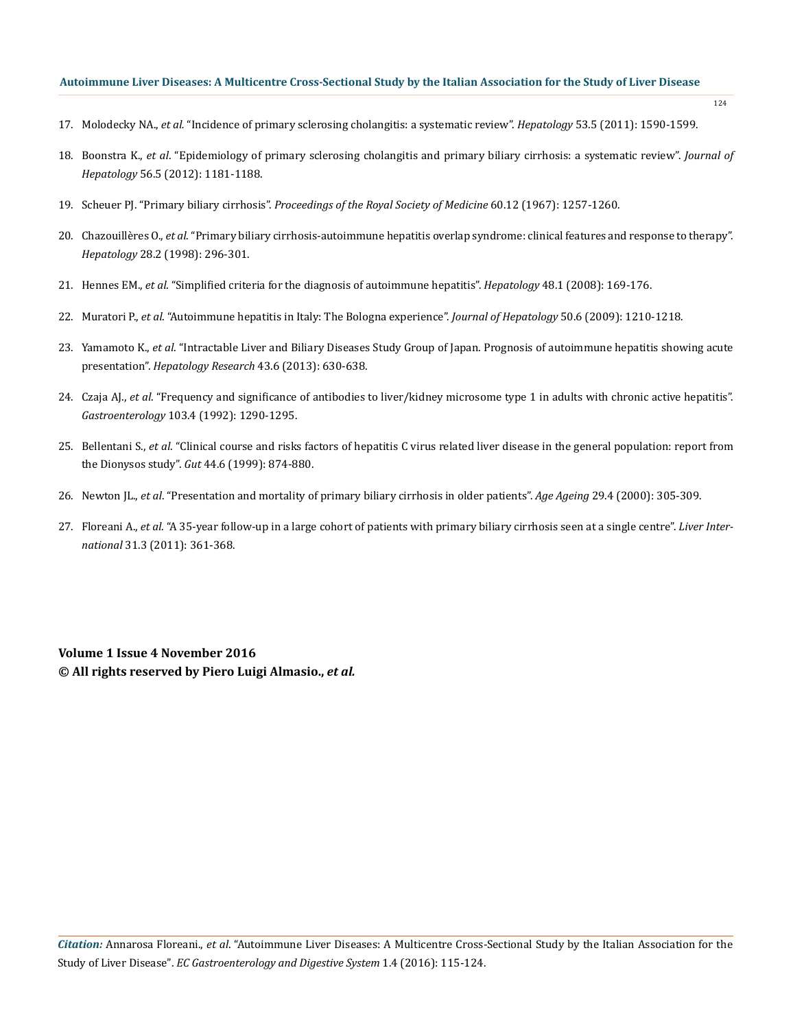17. Molodecky NA., *et al.* "Incidence of primary sclerosing cholangitis: a systematic review". *Hepatology* 53.5 (2011): 1590-1599.

18. Boonstra K., *et al*. "Epidemiology of primary sclerosing cholangitis and primary biliary cirrhosis: a systematic review". *Journal of Hepatology* 56.5 (2012): 1181-1188.

19. Scheuer PJ. "Primary biliary cirrhosis". *Proceedings of the Royal Society of Medicine* 60.12 (1967): 1257-1260.

20. Chazouillères O., *et al*. "Primary biliary cirrhosis-autoimmune hepatitis overlap syndrome: clinical features and response to therapy". *Hepatology* 28.2 (1998): 296-301.

21. Hennes EM., *et al*. "Simplified criteria for the diagnosis of autoimmune hepatitis". *Hepatology* 48.1 (2008): 169-176.

22. Muratori P., *et al.* "Autoimmune hepatitis in Italy: The Bologna experience". *Journal of Hepatology* 50.6 (2009): 1210-1218.

23. Yamamoto K., *et al*. "Intractable Liver and Biliary Diseases Study Group of Japan. Prognosis of autoimmune hepatitis showing acute presentation". *Hepatology Research* 43.6 (2013): 630-638.

24. Czaja AJ., *et al*. "Frequency and significance of antibodies to liver/kidney microsome type 1 in adults with chronic active hepatitis". *Gastroenterology* 103.4 (1992): 1290-1295.

25. Bellentani S., *et al*. "Clinical course and risks factors of hepatitis C virus related liver disease in the general population: report from the Dionysos study". *Gut* 44.6 (1999): 874-880.

26. Newton JL., *et al*. "Presentation and mortality of primary biliary cirrhosis in older patients". *Age Ageing* 29.4 (2000): 305-309.

27. Floreani A., *et al*. "A 35-year follow-up in a large cohort of patients with primary biliary cirrhosis seen at a single centre". *Liver International* 31.3 (2011): 361-368.

**Volume 1 Issue 4 November 2016**
**© All rights reserved by Piero Luigi Almasio., *et al.***